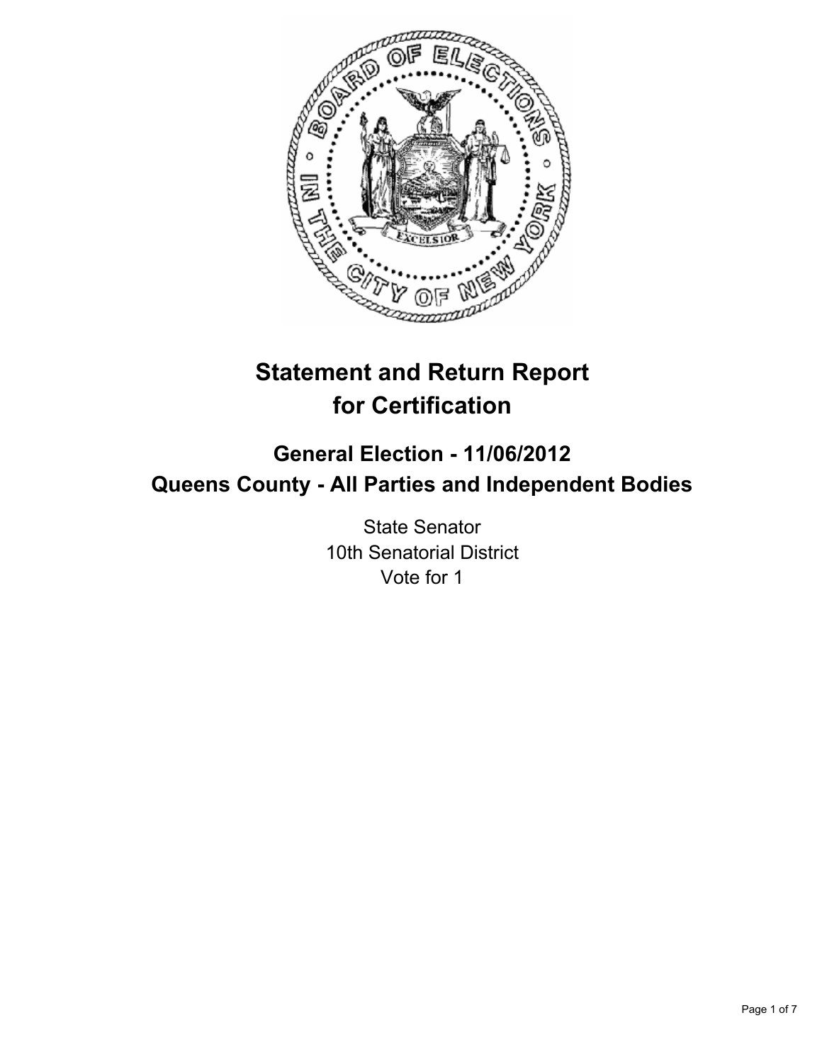# Statement and Return Report for Certification

## General Election - 11/06/2012
## Queens County - All Parties and Independent Bodies

State Senator
10th Senatorial District
Vote for 1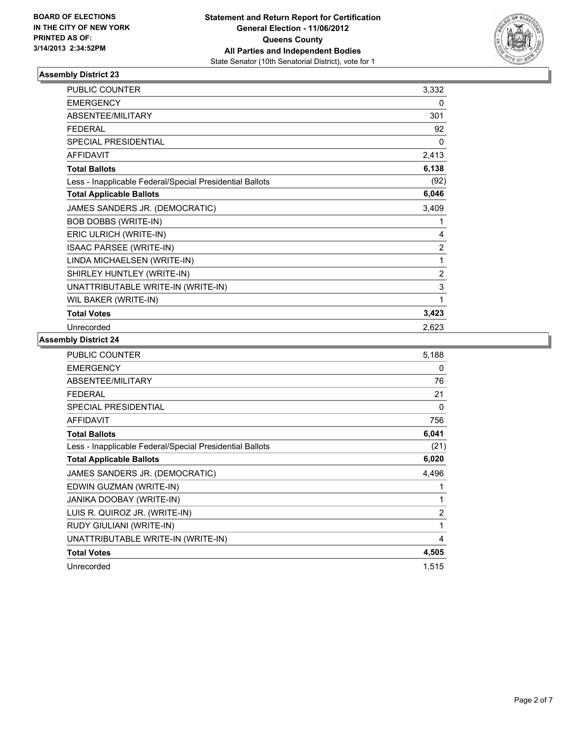BOARD OF ELECTIONS
IN THE CITY OF NEW YORK
PRINTED AS OF:
3/14/2013 2:34:52PM

**Statement and Return Report for Certification**
**General Election - 11/06/2012**
**Queens County**
**All Parties and Independent Bodies**
State Senator (10th Senatorial District), vote for 1

## Assembly District 23

| | |
|---|---|
| PUBLIC COUNTER | 3,332 |
| EMERGENCY | 0 |
| ABSENTEE/MILITARY | 301 |
| FEDERAL | 92 |
| SPECIAL PRESIDENTIAL | 0 |
| AFFIDAVIT | 2,413 |
| **Total Ballots** | **6,138** |
| Less - Inapplicable Federal/Special Presidential Ballots | (92) |
| **Total Applicable Ballots** | **6,046** |
| JAMES SANDERS JR. (DEMOCRATIC) | 3,409 |
| BOB DOBBS (WRITE-IN) | 1 |
| ERIC ULRICH (WRITE-IN) | 4 |
| ISAAC PARSEE (WRITE-IN) | 2 |
| LINDA MICHAELSEN (WRITE-IN) | 1 |
| SHIRLEY HUNTLEY (WRITE-IN) | 2 |
| UNATTRIBUTABLE WRITE-IN (WRITE-IN) | 3 |
| WIL BAKER (WRITE-IN) | 1 |
| **Total Votes** | **3,423** |
| Unrecorded | 2,623 |

## Assembly District 24

| | |
|---|---|
| PUBLIC COUNTER | 5,188 |
| EMERGENCY | 0 |
| ABSENTEE/MILITARY | 76 |
| FEDERAL | 21 |
| SPECIAL PRESIDENTIAL | 0 |
| AFFIDAVIT | 756 |
| **Total Ballots** | **6,041** |
| Less - Inapplicable Federal/Special Presidential Ballots | (21) |
| **Total Applicable Ballots** | **6,020** |
| JAMES SANDERS JR. (DEMOCRATIC) | 4,496 |
| EDWIN GUZMAN (WRITE-IN) | 1 |
| JANIKA DOOBAY (WRITE-IN) | 1 |
| LUIS R. QUIROZ JR. (WRITE-IN) | 2 |
| RUDY GIULIANI (WRITE-IN) | 1 |
| UNATTRIBUTABLE WRITE-IN (WRITE-IN) | 4 |
| **Total Votes** | **4,505** |
| Unrecorded | 1,515 |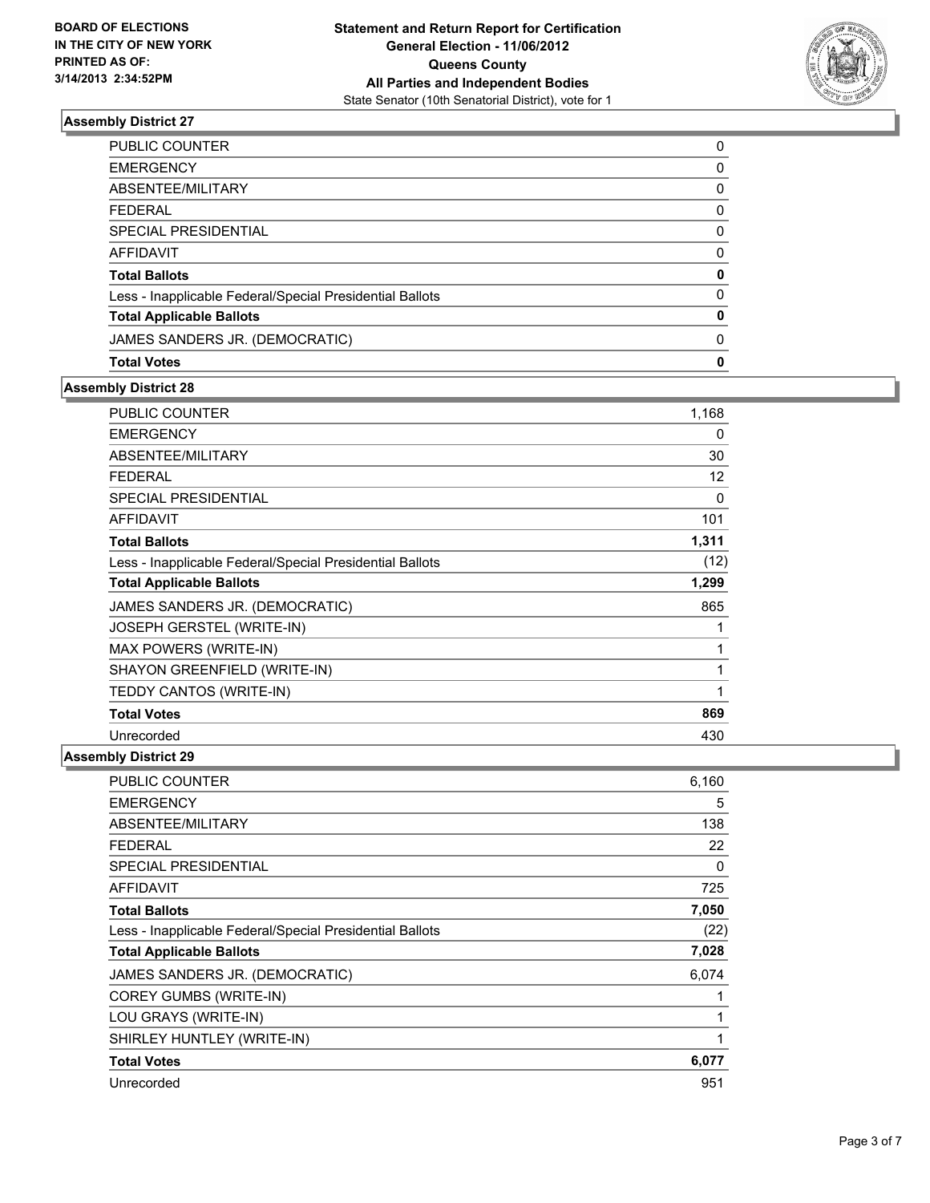**BOARD OF ELECTIONS**
**IN THE CITY OF NEW YORK**
**PRINTED AS OF:**
**3/14/2013 2:34:52PM**

**Statement and Return Report for Certification**
**General Election - 11/06/2012**
**Queens County**
**All Parties and Independent Bodies**
State Senator (10th Senatorial District), vote for 1

### Assembly District 27

| | |
|---|---|
| PUBLIC COUNTER | 0 |
| EMERGENCY | 0 |
| ABSENTEE/MILITARY | 0 |
| FEDERAL | 0 |
| SPECIAL PRESIDENTIAL | 0 |
| AFFIDAVIT | 0 |
| **Total Ballots** | **0** |
| Less - Inapplicable Federal/Special Presidential Ballots | 0 |
| **Total Applicable Ballots** | **0** |
| JAMES SANDERS JR. (DEMOCRATIC) | 0 |
| **Total Votes** | **0** |

### Assembly District 28

| | |
|---|---|
| PUBLIC COUNTER | 1,168 |
| EMERGENCY | 0 |
| ABSENTEE/MILITARY | 30 |
| FEDERAL | 12 |
| SPECIAL PRESIDENTIAL | 0 |
| AFFIDAVIT | 101 |
| **Total Ballots** | **1,311** |
| Less - Inapplicable Federal/Special Presidential Ballots | (12) |
| **Total Applicable Ballots** | **1,299** |
| JAMES SANDERS JR. (DEMOCRATIC) | 865 |
| JOSEPH GERSTEL (WRITE-IN) | 1 |
| MAX POWERS (WRITE-IN) | 1 |
| SHAYON GREENFIELD (WRITE-IN) | 1 |
| TEDDY CANTOS (WRITE-IN) | 1 |
| **Total Votes** | **869** |
| Unrecorded | 430 |

### Assembly District 29

| | |
|---|---|
| PUBLIC COUNTER | 6,160 |
| EMERGENCY | 5 |
| ABSENTEE/MILITARY | 138 |
| FEDERAL | 22 |
| SPECIAL PRESIDENTIAL | 0 |
| AFFIDAVIT | 725 |
| **Total Ballots** | **7,050** |
| Less - Inapplicable Federal/Special Presidential Ballots | (22) |
| **Total Applicable Ballots** | **7,028** |
| JAMES SANDERS JR. (DEMOCRATIC) | 6,074 |
| COREY GUMBS (WRITE-IN) | 1 |
| LOU GRAYS (WRITE-IN) | 1 |
| SHIRLEY HUNTLEY (WRITE-IN) | 1 |
| **Total Votes** | **6,077** |
| Unrecorded | 951 |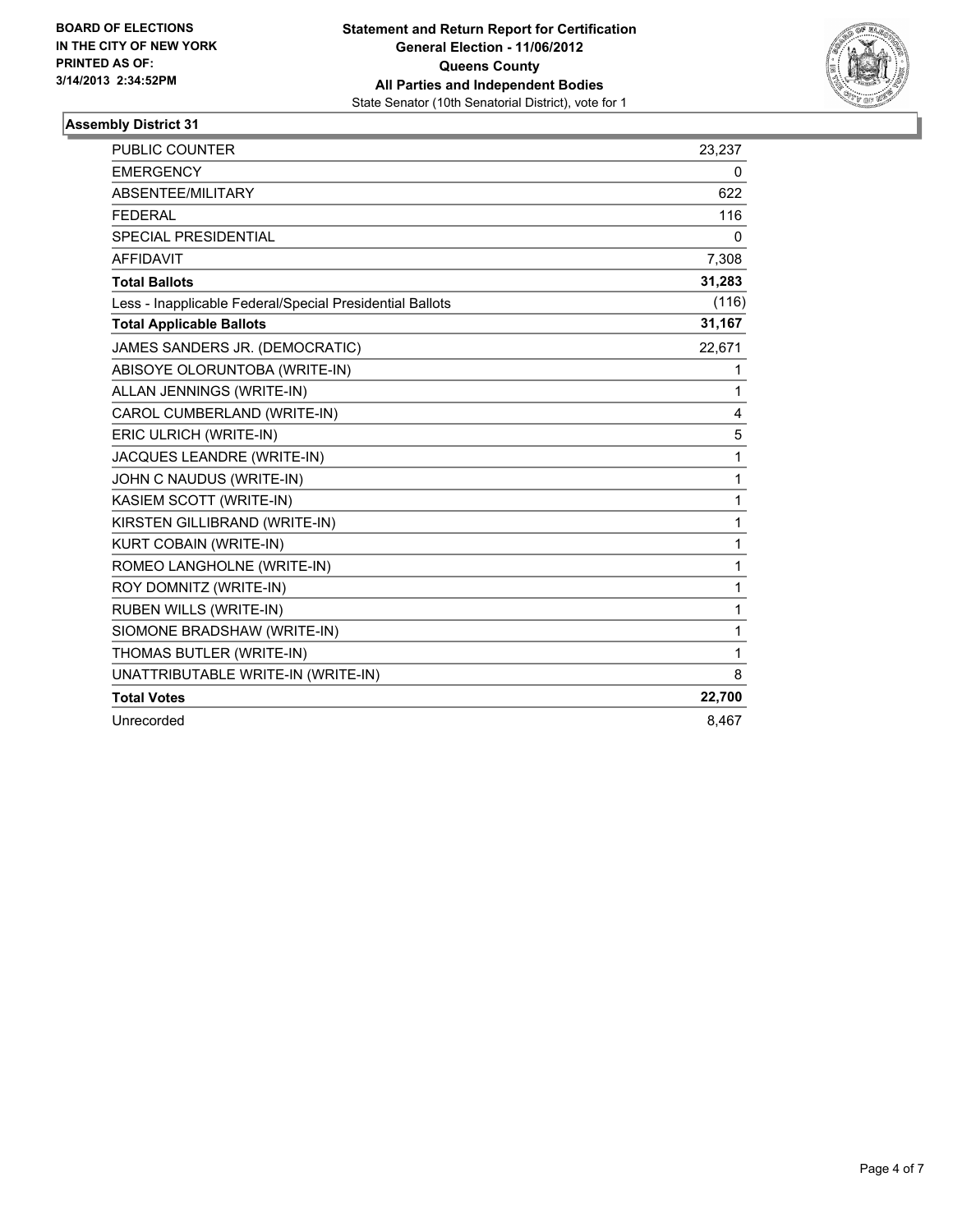**BOARD OF ELECTIONS IN THE CITY OF NEW YORK PRINTED AS OF: 3/14/2013 2:34:52PM**

**Statement and Return Report for Certification**
**General Election - 11/06/2012**
**Queens County**
**All Parties and Independent Bodies**
State Senator (10th Senatorial District), vote for 1

## Assembly District 31

| | |
|---|---|
| PUBLIC COUNTER | 23,237 |
| EMERGENCY | 0 |
| ABSENTEE/MILITARY | 622 |
| FEDERAL | 116 |
| SPECIAL PRESIDENTIAL | 0 |
| AFFIDAVIT | 7,308 |
| **Total Ballots** | **31,283** |
| Less - Inapplicable Federal/Special Presidential Ballots | (116) |
| **Total Applicable Ballots** | **31,167** |
| JAMES SANDERS JR. (DEMOCRATIC) | 22,671 |
| ABISOYE OLORUNTOBA (WRITE-IN) | 1 |
| ALLAN JENNINGS (WRITE-IN) | 1 |
| CAROL CUMBERLAND (WRITE-IN) | 4 |
| ERIC ULRICH (WRITE-IN) | 5 |
| JACQUES LEANDRE (WRITE-IN) | 1 |
| JOHN C NAUDUS (WRITE-IN) | 1 |
| KASIEM SCOTT (WRITE-IN) | 1 |
| KIRSTEN GILLIBRAND (WRITE-IN) | 1 |
| KURT COBAIN (WRITE-IN) | 1 |
| ROMEO LANGHOLNE (WRITE-IN) | 1 |
| ROY DOMNITZ (WRITE-IN) | 1 |
| RUBEN WILLS (WRITE-IN) | 1 |
| SIOMONE BRADSHAW (WRITE-IN) | 1 |
| THOMAS BUTLER (WRITE-IN) | 1 |
| UNATTRIBUTABLE WRITE-IN (WRITE-IN) | 8 |
| **Total Votes** | **22,700** |
| Unrecorded | 8,467 |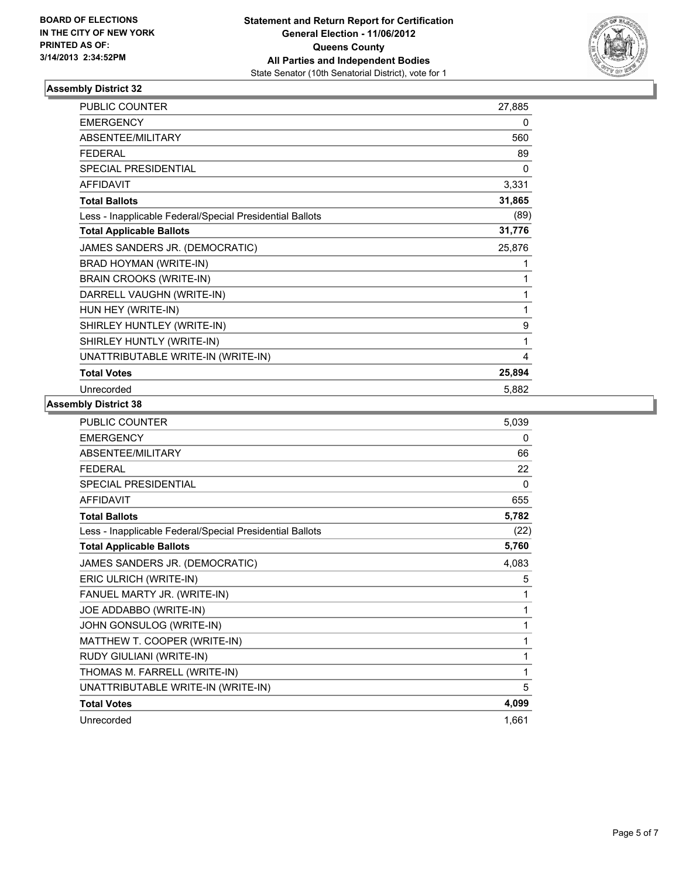**BOARD OF ELECTIONS IN THE CITY OF NEW YORK PRINTED AS OF: 3/14/2013 2:34:52PM**

**Statement and Return Report for Certification**
**General Election - 11/06/2012**
**Queens County**
**All Parties and Independent Bodies**
State Senator (10th Senatorial District), vote for 1

### Assembly District 32

| | |
|---|---|
| PUBLIC COUNTER | 27,885 |
| EMERGENCY | 0 |
| ABSENTEE/MILITARY | 560 |
| FEDERAL | 89 |
| SPECIAL PRESIDENTIAL | 0 |
| AFFIDAVIT | 3,331 |
| **Total Ballots** | **31,865** |
| Less - Inapplicable Federal/Special Presidential Ballots | (89) |
| **Total Applicable Ballots** | **31,776** |
| JAMES SANDERS JR. (DEMOCRATIC) | 25,876 |
| BRAD HOYMAN (WRITE-IN) | 1 |
| BRAIN CROOKS (WRITE-IN) | 1 |
| DARRELL VAUGHN (WRITE-IN) | 1 |
| HUN HEY (WRITE-IN) | 1 |
| SHIRLEY HUNTLEY (WRITE-IN) | 9 |
| SHIRLEY HUNTLY (WRITE-IN) | 1 |
| UNATTRIBUTABLE WRITE-IN (WRITE-IN) | 4 |
| **Total Votes** | **25,894** |
| Unrecorded | 5,882 |

### Assembly District 38

| | |
|---|---|
| PUBLIC COUNTER | 5,039 |
| EMERGENCY | 0 |
| ABSENTEE/MILITARY | 66 |
| FEDERAL | 22 |
| SPECIAL PRESIDENTIAL | 0 |
| AFFIDAVIT | 655 |
| **Total Ballots** | **5,782** |
| Less - Inapplicable Federal/Special Presidential Ballots | (22) |
| **Total Applicable Ballots** | **5,760** |
| JAMES SANDERS JR. (DEMOCRATIC) | 4,083 |
| ERIC ULRICH (WRITE-IN) | 5 |
| FANUEL MARTY JR. (WRITE-IN) | 1 |
| JOE ADDABBO (WRITE-IN) | 1 |
| JOHN GONSULOG (WRITE-IN) | 1 |
| MATTHEW T. COOPER (WRITE-IN) | 1 |
| RUDY GIULIANI (WRITE-IN) | 1 |
| THOMAS M. FARRELL (WRITE-IN) | 1 |
| UNATTRIBUTABLE WRITE-IN (WRITE-IN) | 5 |
| **Total Votes** | **4,099** |
| Unrecorded | 1,661 |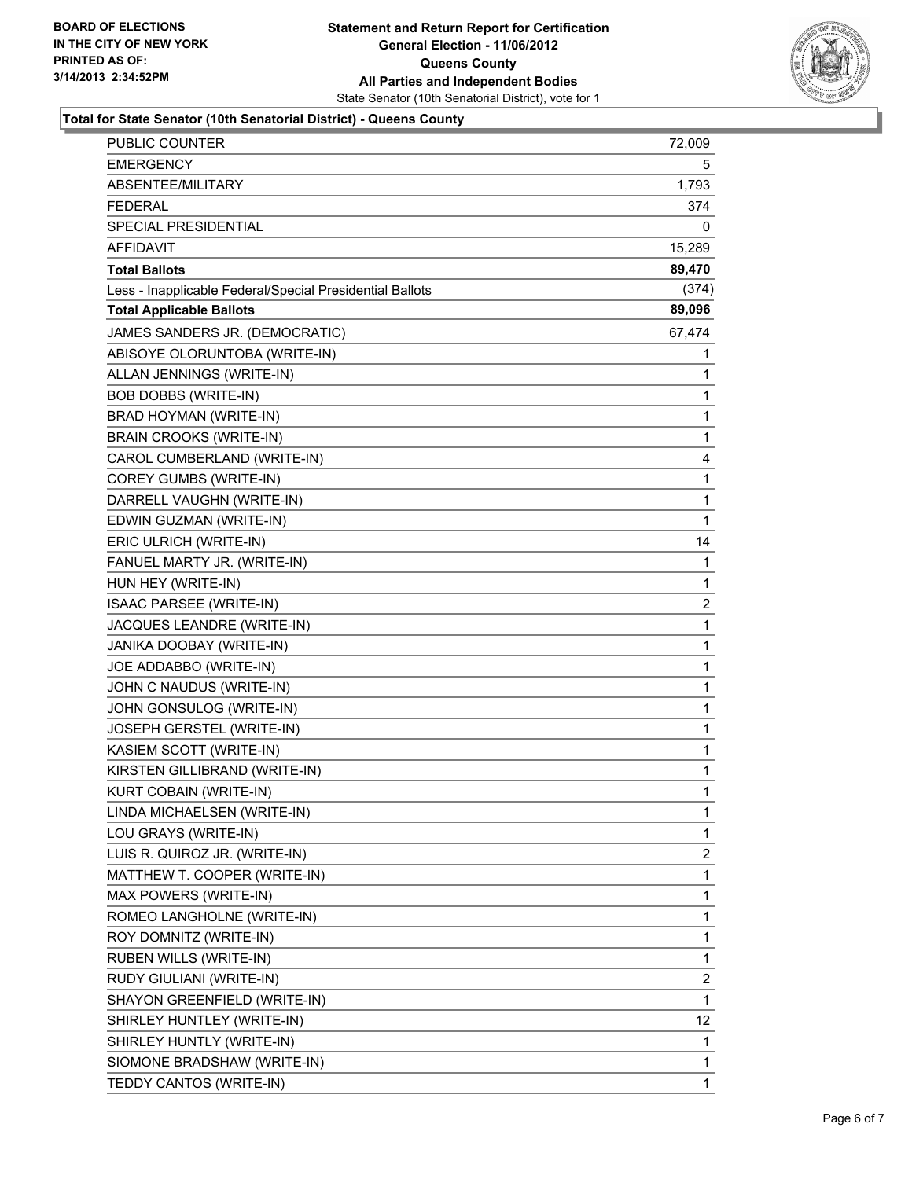**BOARD OF ELECTIONS**
**IN THE CITY OF NEW YORK**
**PRINTED AS OF:**
**3/14/2013 2:34:52PM**

**Statement and Return Report for Certification**
**General Election - 11/06/2012**
**Queens County**
**All Parties and Independent Bodies**
State Senator (10th Senatorial District), vote for 1

## Total for State Senator (10th Senatorial District) - Queens County

| | |
|---|---|
| PUBLIC COUNTER | 72,009 |
| EMERGENCY | 5 |
| ABSENTEE/MILITARY | 1,793 |
| FEDERAL | 374 |
| SPECIAL PRESIDENTIAL | 0 |
| AFFIDAVIT | 15,289 |
| **Total Ballots** | **89,470** |
| Less - Inapplicable Federal/Special Presidential Ballots | (374) |
| **Total Applicable Ballots** | **89,096** |
| JAMES SANDERS JR. (DEMOCRATIC) | 67,474 |
| ABISOYE OLORUNTOBA (WRITE-IN) | 1 |
| ALLAN JENNINGS (WRITE-IN) | 1 |
| BOB DOBBS (WRITE-IN) | 1 |
| BRAD HOYMAN (WRITE-IN) | 1 |
| BRAIN CROOKS (WRITE-IN) | 1 |
| CAROL CUMBERLAND (WRITE-IN) | 4 |
| COREY GUMBS (WRITE-IN) | 1 |
| DARRELL VAUGHN (WRITE-IN) | 1 |
| EDWIN GUZMAN (WRITE-IN) | 1 |
| ERIC ULRICH (WRITE-IN) | 14 |
| FANUEL MARTY JR. (WRITE-IN) | 1 |
| HUN HEY (WRITE-IN) | 1 |
| ISAAC PARSEE (WRITE-IN) | 2 |
| JACQUES LEANDRE (WRITE-IN) | 1 |
| JANIKA DOOBAY (WRITE-IN) | 1 |
| JOE ADDABBO (WRITE-IN) | 1 |
| JOHN C NAUDUS (WRITE-IN) | 1 |
| JOHN GONSULOG (WRITE-IN) | 1 |
| JOSEPH GERSTEL (WRITE-IN) | 1 |
| KASIEM SCOTT (WRITE-IN) | 1 |
| KIRSTEN GILLIBRAND (WRITE-IN) | 1 |
| KURT COBAIN (WRITE-IN) | 1 |
| LINDA MICHAELSEN (WRITE-IN) | 1 |
| LOU GRAYS (WRITE-IN) | 1 |
| LUIS R. QUIROZ JR. (WRITE-IN) | 2 |
| MATTHEW T. COOPER (WRITE-IN) | 1 |
| MAX POWERS (WRITE-IN) | 1 |
| ROMEO LANGHOLNE (WRITE-IN) | 1 |
| ROY DOMNITZ (WRITE-IN) | 1 |
| RUBEN WILLS (WRITE-IN) | 1 |
| RUDY GIULIANI (WRITE-IN) | 2 |
| SHAYON GREENFIELD (WRITE-IN) | 1 |
| SHIRLEY HUNTLEY (WRITE-IN) | 12 |
| SHIRLEY HUNTLY (WRITE-IN) | 1 |
| SIOMONE BRADSHAW (WRITE-IN) | 1 |
| TEDDY CANTOS (WRITE-IN) | 1 |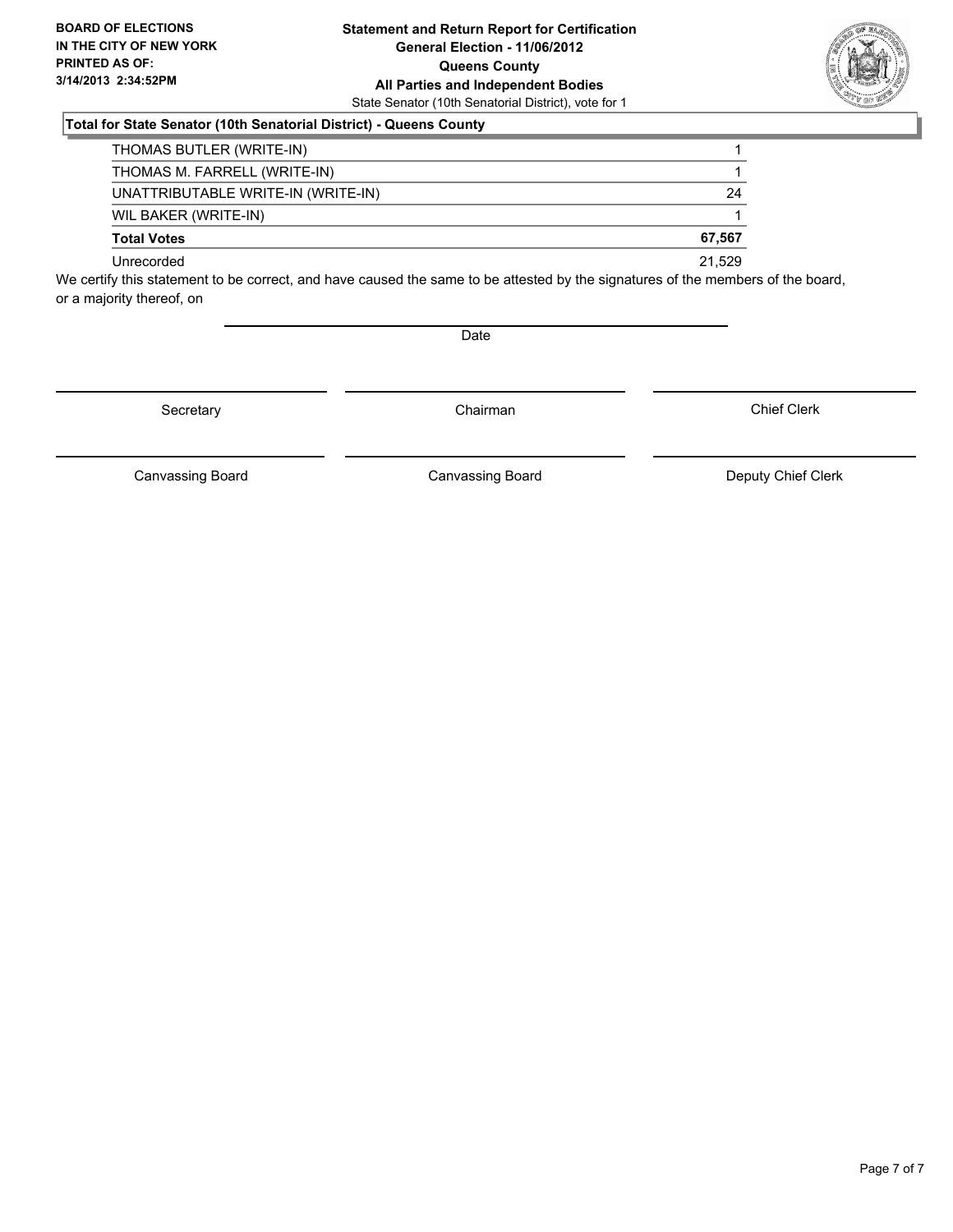**BOARD OF ELECTIONS IN THE CITY OF NEW YORK PRINTED AS OF: 3/14/2013 2:34:52PM**

**Statement and Return Report for Certification General Election - 11/06/2012 Queens County All Parties and Independent Bodies**

State Senator (10th Senatorial District), vote for 1

### Total for State Senator (10th Senatorial District) - Queens County

| | |
|---|---|
| THOMAS BUTLER (WRITE-IN) | 1 |
| THOMAS M. FARRELL (WRITE-IN) | 1 |
| UNATTRIBUTABLE WRITE-IN (WRITE-IN) | 24 |
| WIL BAKER (WRITE-IN) | 1 |
| **Total Votes** | **67,567** |
| Unrecorded | 21,529 |

We certify this statement to be correct, and have caused the same to be attested by the signatures of the members of the board, or a majority thereof, on

Date

Secretary

Chairman

Chief Clerk

Canvassing Board

Canvassing Board

Deputy Chief Clerk